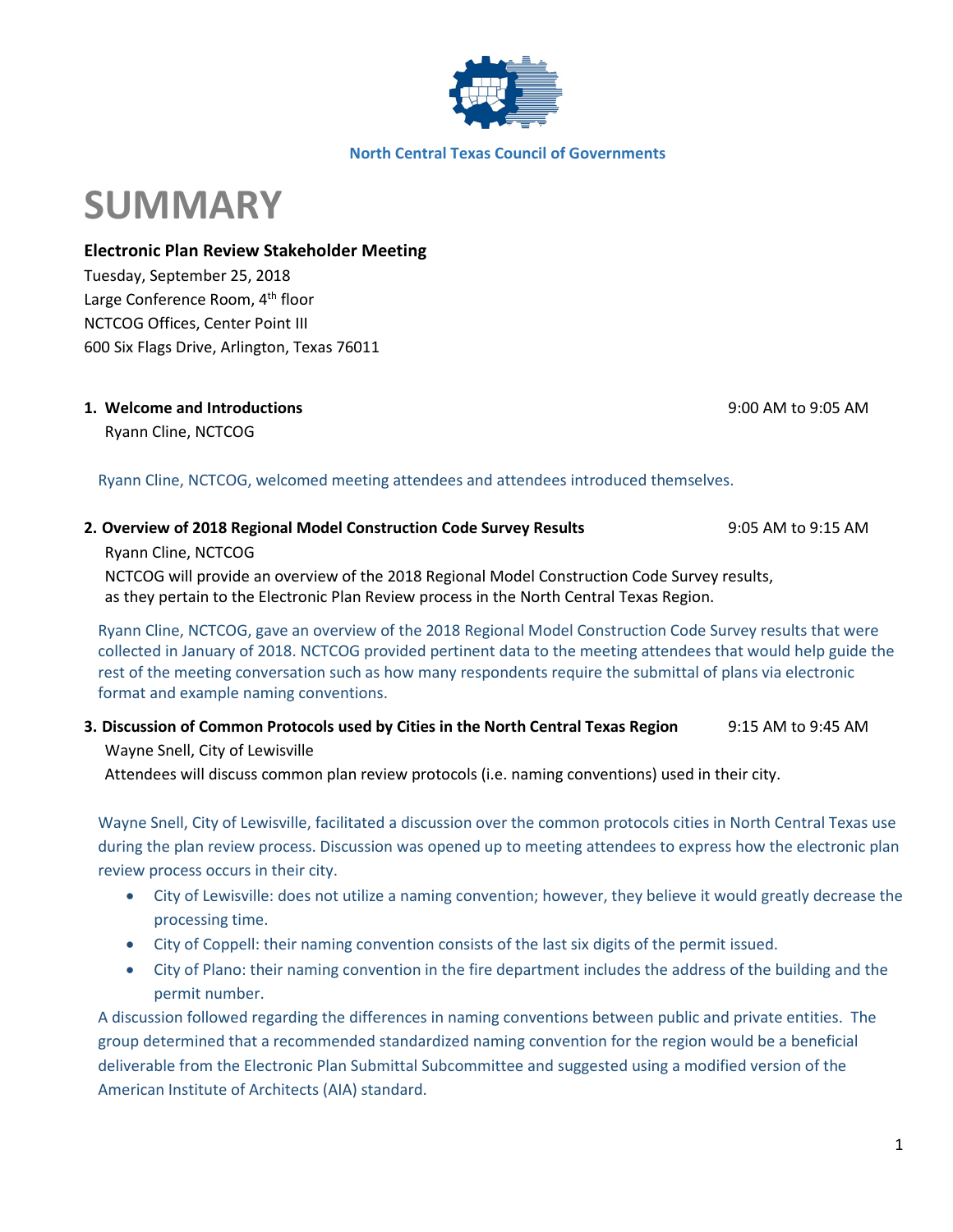North Central Texas Council of Governments

# SUMMARY

**Electronic Plan Review Stakeholder Meeting**
Tuesday, September 25, 2018
Large Conference Room, 4th floor
NCTCOG Offices, Center Point III
600 Six Flags Drive, Arlington, Texas 76011

**1. Welcome and Introductions** — 9:00 AM to 9:05 AM
Ryann Cline, NCTCOG

Ryann Cline, NCTCOG, welcomed meeting attendees and attendees introduced themselves.

**2. Overview of 2018 Regional Model Construction Code Survey Results** — 9:05 AM to 9:15 AM
Ryann Cline, NCTCOG
NCTCOG will provide an overview of the 2018 Regional Model Construction Code Survey results, as they pertain to the Electronic Plan Review process in the North Central Texas Region.

Ryann Cline, NCTCOG, gave an overview of the 2018 Regional Model Construction Code Survey results that were collected in January of 2018. NCTCOG provided pertinent data to the meeting attendees that would help guide the rest of the meeting conversation such as how many respondents require the submittal of plans via electronic format and example naming conventions.

**3. Discussion of Common Protocols used by Cities in the North Central Texas Region** — 9:15 AM to 9:45 AM
Wayne Snell, City of Lewisville
Attendees will discuss common plan review protocols (i.e. naming conventions) used in their city.

Wayne Snell, City of Lewisville, facilitated a discussion over the common protocols cities in North Central Texas use during the plan review process. Discussion was opened up to meeting attendees to express how the electronic plan review process occurs in their city.

- City of Lewisville: does not utilize a naming convention; however, they believe it would greatly decrease the processing time.
- City of Coppell: their naming convention consists of the last six digits of the permit issued.
- City of Plano: their naming convention in the fire department includes the address of the building and the permit number.

A discussion followed regarding the differences in naming conventions between public and private entities. The group determined that a recommended standardized naming convention for the region would be a beneficial deliverable from the Electronic Plan Submittal Subcommittee and suggested using a modified version of the American Institute of Architects (AIA) standard.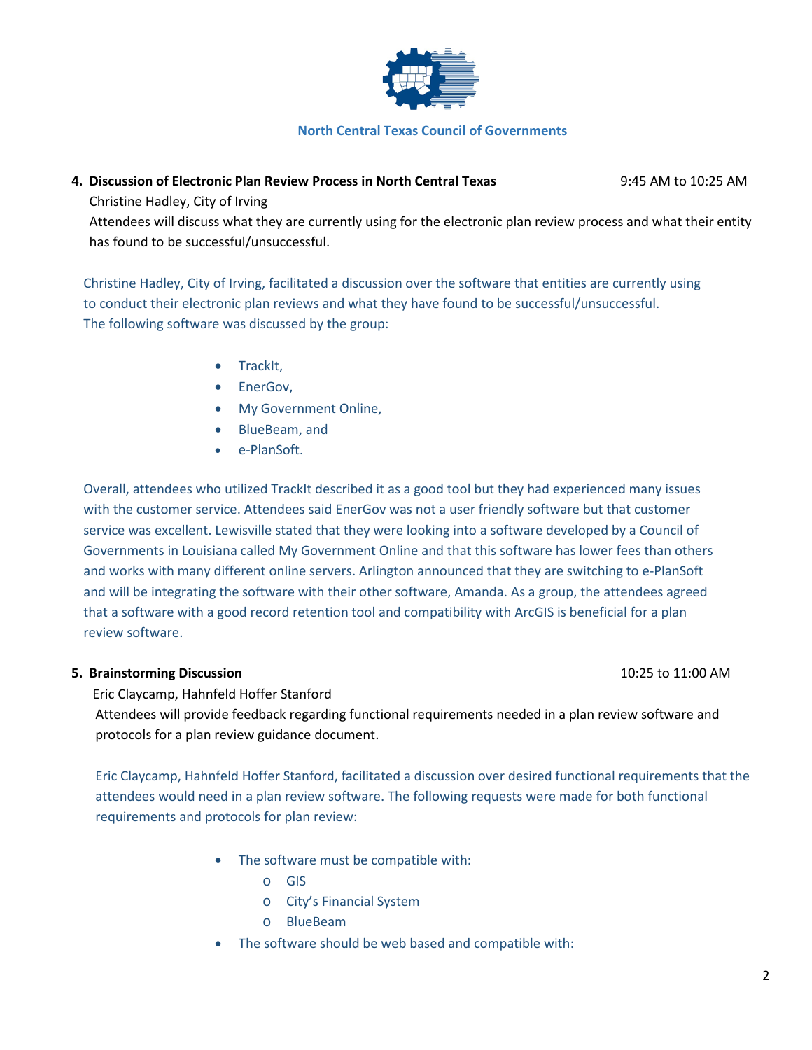North Central Texas Council of Governments

**4. Discussion of Electronic Plan Review Process in North Central Texas** 9:45 AM to 10:25 AM

Christine Hadley, City of Irving

Attendees will discuss what they are currently using for the electronic plan review process and what their entity has found to be successful/unsuccessful.

Christine Hadley, City of Irving, facilitated a discussion over the software that entities are currently using to conduct their electronic plan reviews and what they have found to be successful/unsuccessful. The following software was discussed by the group:

- TrackIt,
- EnerGov,
- My Government Online,
- BlueBeam, and
- e-PlanSoft.

Overall, attendees who utilized TrackIt described it as a good tool but they had experienced many issues with the customer service. Attendees said EnerGov was not a user friendly software but that customer service was excellent. Lewisville stated that they were looking into a software developed by a Council of Governments in Louisiana called My Government Online and that this software has lower fees than others and works with many different online servers. Arlington announced that they are switching to e-PlanSoft and will be integrating the software with their other software, Amanda. As a group, the attendees agreed that a software with a good record retention tool and compatibility with ArcGIS is beneficial for a plan review software.

**5. Brainstorming Discussion** 10:25 to 11:00 AM

Eric Claycamp, Hahnfeld Hoffer Stanford

Attendees will provide feedback regarding functional requirements needed in a plan review software and protocols for a plan review guidance document.

Eric Claycamp, Hahnfeld Hoffer Stanford, facilitated a discussion over desired functional requirements that the attendees would need in a plan review software. The following requests were made for both functional requirements and protocols for plan review:

- The software must be compatible with:
  - GIS
  - City's Financial System
  - BlueBeam
- The software should be web based and compatible with: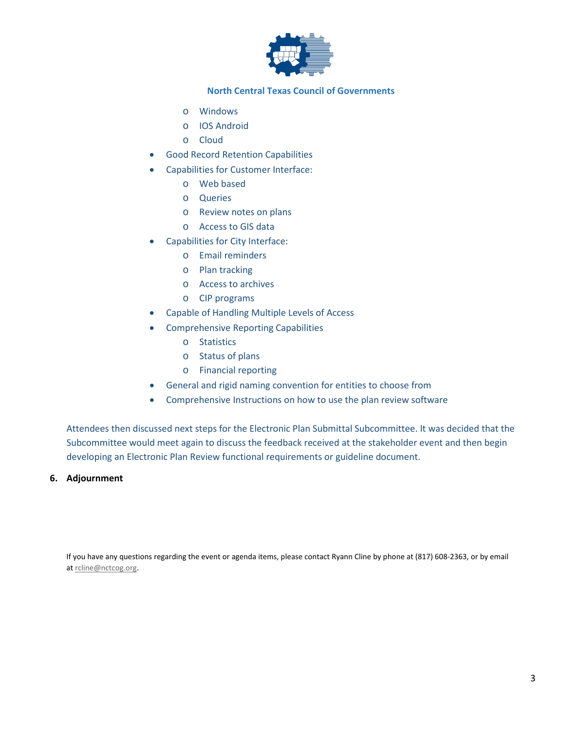North Central Texas Council of Governments

  - Windows
  - IOS Android
  - Cloud
- Good Record Retention Capabilities
- Capabilities for Customer Interface:
  - Web based
  - Queries
  - Review notes on plans
  - Access to GIS data
- Capabilities for City Interface:
  - Email reminders
  - Plan tracking
  - Access to archives
  - CIP programs
- Capable of Handling Multiple Levels of Access
- Comprehensive Reporting Capabilities
  - Statistics
  - Status of plans
  - Financial reporting
- General and rigid naming convention for entities to choose from
- Comprehensive Instructions on how to use the plan review software

Attendees then discussed next steps for the Electronic Plan Submittal Subcommittee. It was decided that the Subcommittee would meet again to discuss the feedback received at the stakeholder event and then begin developing an Electronic Plan Review functional requirements or guideline document.

**6. Adjournment**

If you have any questions regarding the event or agenda items, please contact Ryann Cline by phone at (817) 608-2363, or by email at rcline@nctcog.org.